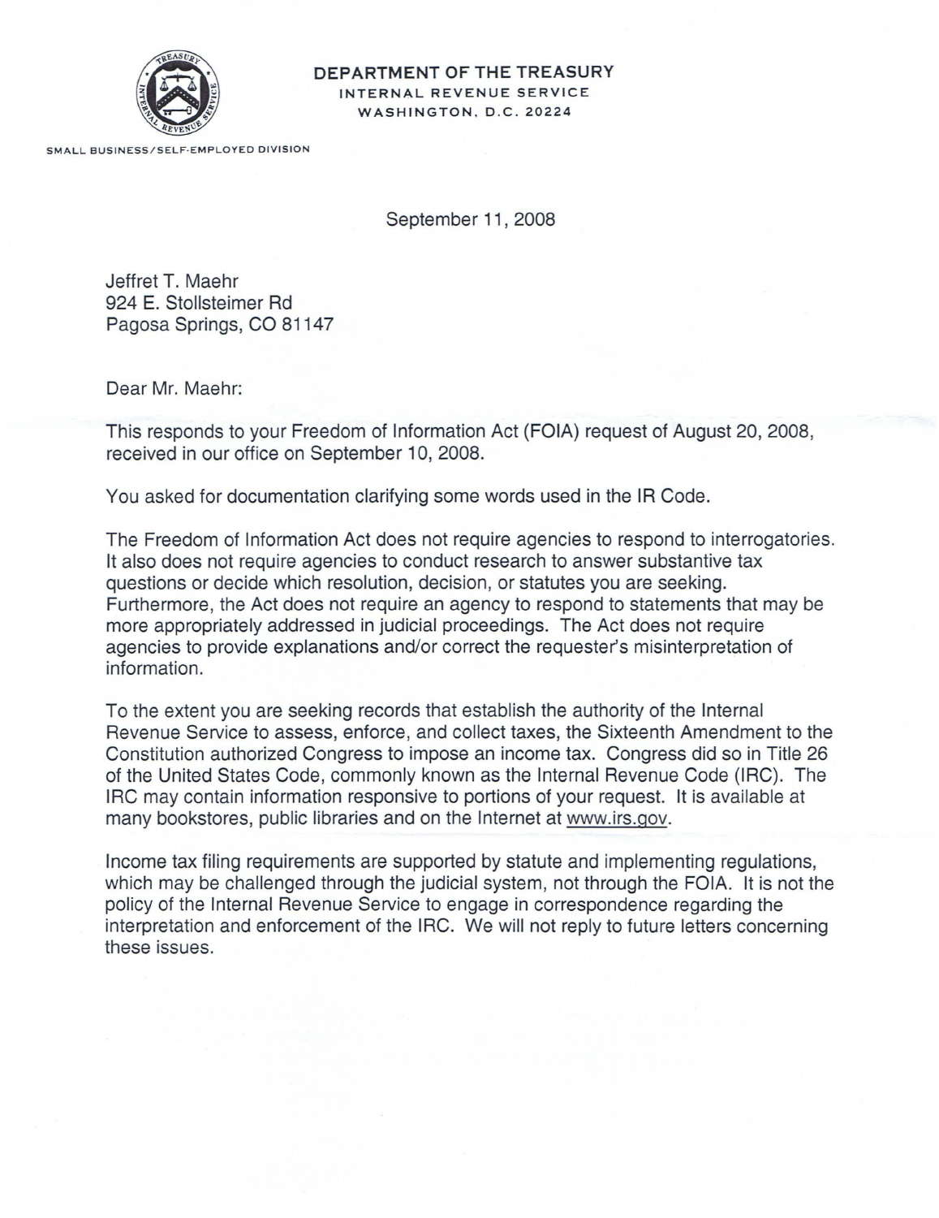**DEPARTMENT OF THE TREASURY**
INTERNAL REVENUE SERVICE
WASHINGTON, D.C. 20224

SMALL BUSINESS/SELF-EMPLOYED DIVISION

September 11, 2008

Jeffret T. Maehr
924 E. Stollsteimer Rd
Pagosa Springs, CO 81147

Dear Mr. Maehr:

This responds to your Freedom of Information Act (FOIA) request of August 20, 2008, received in our office on September 10, 2008.

You asked for documentation clarifying some words used in the IR Code.

The Freedom of Information Act does not require agencies to respond to interrogatories. It also does not require agencies to conduct research to answer substantive tax questions or decide which resolution, decision, or statutes you are seeking. Furthermore, the Act does not require an agency to respond to statements that may be more appropriately addressed in judicial proceedings. The Act does not require agencies to provide explanations and/or correct the requester's misinterpretation of information.

To the extent you are seeking records that establish the authority of the Internal Revenue Service to assess, enforce, and collect taxes, the Sixteenth Amendment to the Constitution authorized Congress to impose an income tax. Congress did so in Title 26 of the United States Code, commonly known as the Internal Revenue Code (IRC). The IRC may contain information responsive to portions of your request. It is available at many bookstores, public libraries and on the Internet at www.irs.gov.

Income tax filing requirements are supported by statute and implementing regulations, which may be challenged through the judicial system, not through the FOIA. It is not the policy of the Internal Revenue Service to engage in correspondence regarding the interpretation and enforcement of the IRC. We will not reply to future letters concerning these issues.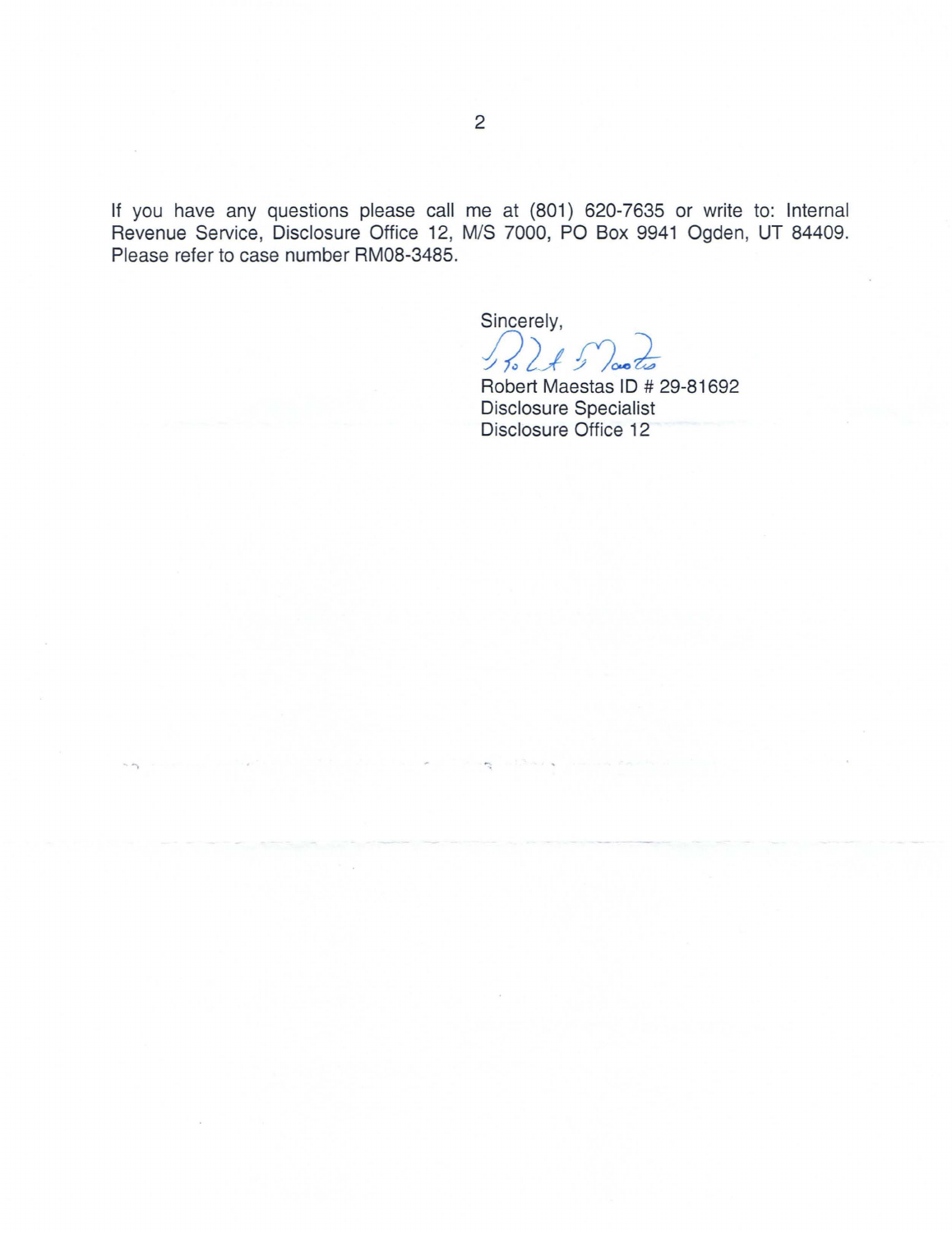If you have any questions please call me at (801) 620-7635 or write to: Internal Revenue Service, Disclosure Office 12, M/S 7000, PO Box 9941 Ogden, UT 84409. Please refer to case number RM08-3485.

Sincerely,

Robert Maestas ID # 29-81692
Disclosure Specialist
Disclosure Office 12